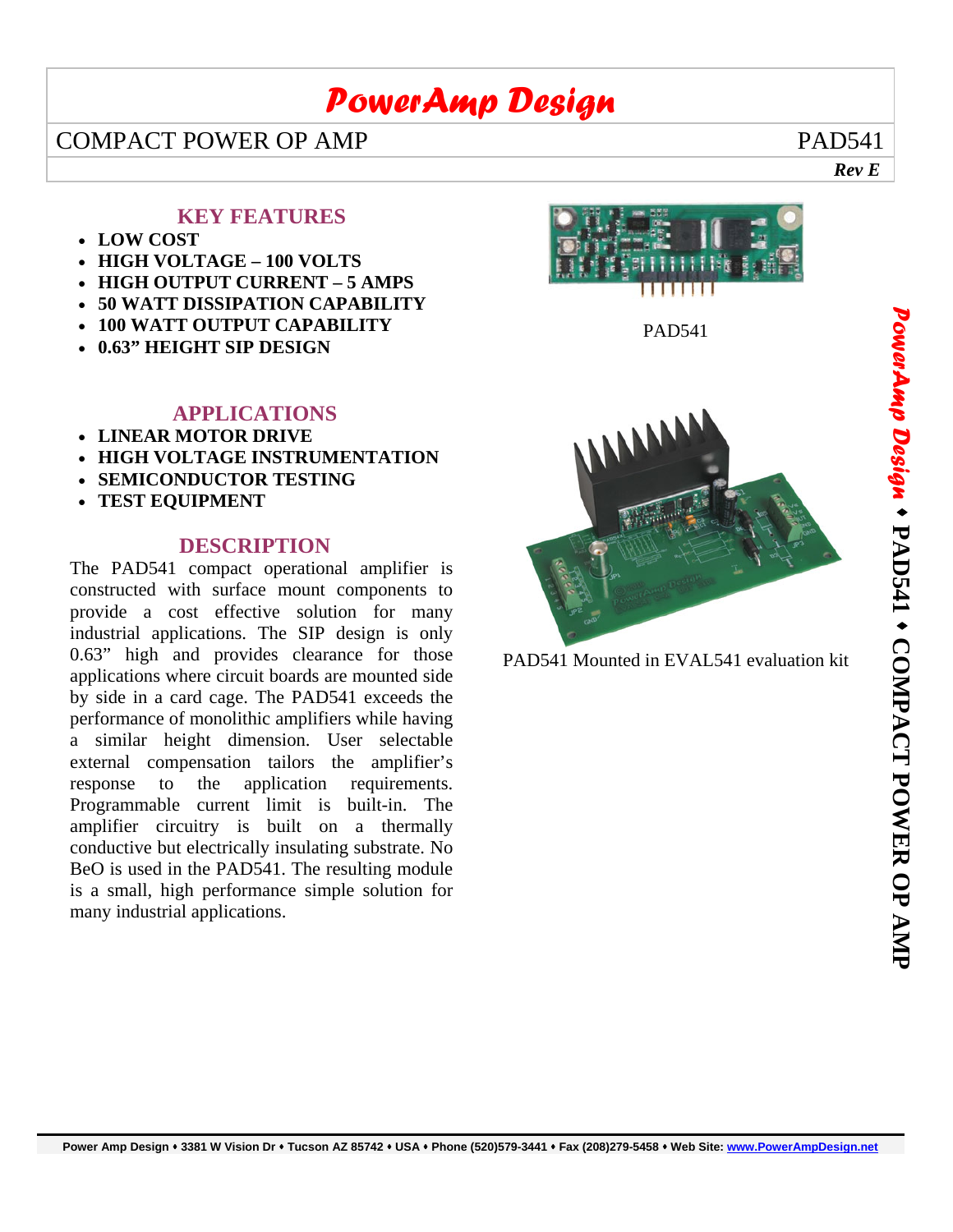# PowerAmp Design

## COMPACT POWER OP AMP — PAD541

***Rev E***

### KEY FEATURES

- **LOW COST**
- **HIGH VOLTAGE – 100 VOLTS**
- **HIGH OUTPUT CURRENT – 5 AMPS**
- **50 WATT DISSIPATION CAPABILITY**
- **100 WATT OUTPUT CAPABILITY**
- **0.63" HEIGHT SIP DESIGN**

### APPLICATIONS

- **LINEAR MOTOR DRIVE**
- **HIGH VOLTAGE INSTRUMENTATION**
- **SEMICONDUCTOR TESTING**
- **TEST EQUIPMENT**

### DESCRIPTION

The PAD541 compact operational amplifier is constructed with surface mount components to provide a cost effective solution for many industrial applications. The SIP design is only 0.63" high and provides clearance for those applications where circuit boards are mounted side by side in a card cage. The PAD541 exceeds the performance of monolithic amplifiers while having a similar height dimension. User selectable external compensation tailors the amplifier's response to the application requirements. Programmable current limit is built-in. The amplifier circuitry is built on a thermally conductive but electrically insulating substrate. No BeO is used in the PAD541. The resulting module is a small, high performance simple solution for many industrial applications.

PAD541

PAD541 Mounted in EVAL541 evaluation kit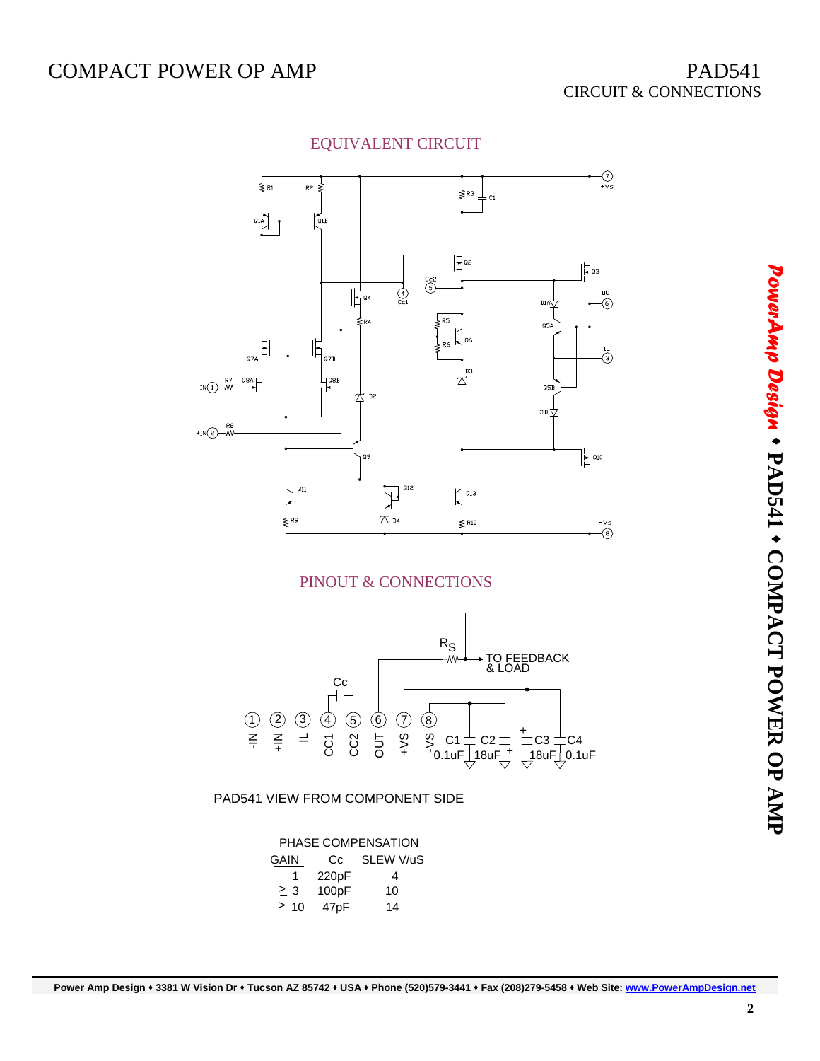## EQUIVALENT CIRCUIT

## PINOUT & CONNECTIONS

PAD541 VIEW FROM COMPONENT SIDE

PHASE COMPENSATION

| GAIN | Cc | SLEW V/uS |
|---|---|---|
| 1 | 220pF | 4 |
| ≥ 3 | 100pF | 10 |
| ≥ 10 | 47pF | 14 |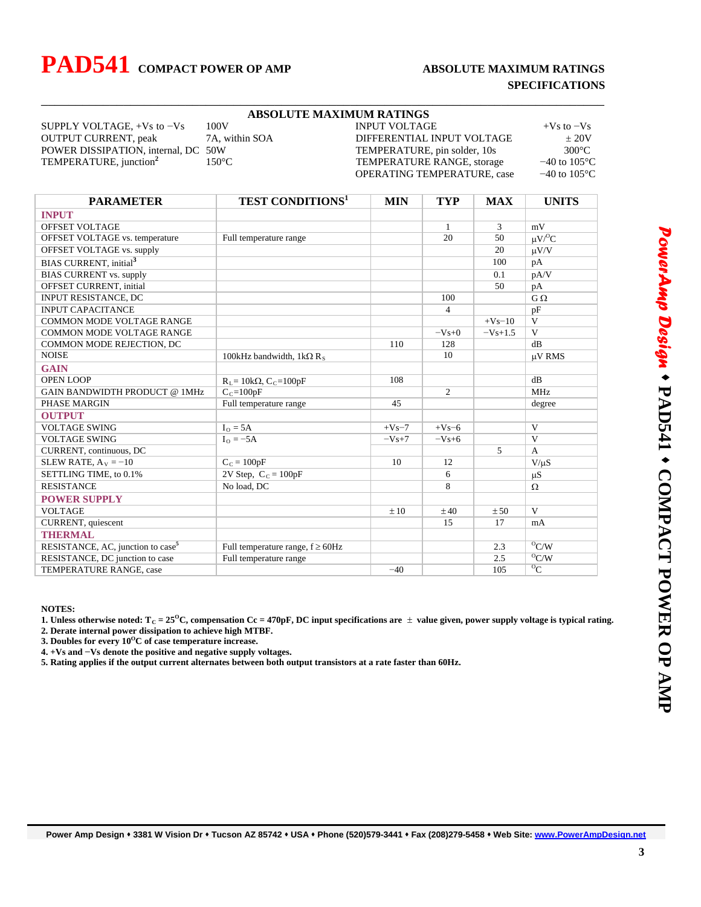# PAD541 COMPACT POWER OP AMP

## ABSOLUTE MAXIMUM RATINGS SPECIFICATIONS

### ABSOLUTE MAXIMUM RATINGS

| | | | |
|---|---|---|---|
| SUPPLY VOLTAGE, +Vs to −Vs | 100V | INPUT VOLTAGE | +Vs to −Vs |
| OUTPUT CURRENT, peak | 7A, within SOA | DIFFERENTIAL INPUT VOLTAGE | ± 20V |
| POWER DISSIPATION, internal, DC | 50W | TEMPERATURE, pin solder, 10s | 300°C |
| TEMPERATURE, junction[2] | 150°C | TEMPERATURE RANGE, storage | −40 to 105°C |
| | | OPERATING TEMPERATURE, case | −40 to 105°C |

| PARAMETER | TEST CONDITIONS[1] | MIN | TYP | MAX | UNITS |
|---|---|---|---|---|---|
| **INPUT** | | | | | |
| OFFSET VOLTAGE | | | 1 | 3 | mV |
| OFFSET VOLTAGE vs. temperature | Full temperature range | | 20 | 50 | μV/°C |
| OFFSET VOLTAGE vs. supply | | | | 20 | μV/V |
| BIAS CURRENT, initial[3] | | | | 100 | pA |
| BIAS CURRENT vs. supply | | | | 0.1 | pA/V |
| OFFSET CURRENT, initial | | | | 50 | pA |
| INPUT RESISTANCE, DC | | | 100 | | G Ω |
| INPUT CAPACITANCE | | | 4 | | pF |
| COMMON MODE VOLTAGE RANGE | | | | +Vs−10 | V |
| COMMON MODE VOLTAGE RANGE | | | −Vs+0 | −Vs+1.5 | V |
| COMMON MODE REJECTION, DC | | 110 | 128 | | dB |
| NOISE | 100kHz bandwidth, 1kΩ $R_S$ | | 10 | | μV RMS |
| **GAIN** | | | | | |
| OPEN LOOP | $R_L$= 10kΩ, $C_C$=100pF | 108 | | | dB |
| GAIN BANDWIDTH PRODUCT @ 1MHz | $C_C$=100pF | | 2 | | MHz |
| PHASE MARGIN | Full temperature range | 45 | | | degree |
| **OUTPUT** | | | | | |
| VOLTAGE SWING | $I_O$ = 5A | +Vs−7 | +Vs−6 | | V |
| VOLTAGE SWING | $I_O$ = −5A | −Vs+7 | −Vs+6 | | V |
| CURRENT, continuous, DC | | | | 5 | A |
| SLEW RATE, $A_V$ = −10 | $C_C$ = 100pF | 10 | 12 | | V/μS |
| SETTLING TIME, to 0.1% | 2V Step, $C_C$ = 100pF | | 6 | | μS |
| RESISTANCE | No load, DC | | 8 | | Ω |
| **POWER SUPPLY** | | | | | |
| VOLTAGE | | ± 10 | ± 40 | ± 50 | V |
| CURRENT, quiescent | | | 15 | 17 | mA |
| **THERMAL** | | | | | |
| RESISTANCE, AC, junction to case[5] | Full temperature range, f ≥ 60Hz | | | 2.3 | °C/W |
| RESISTANCE, DC junction to case | Full temperature range | | | 2.5 | °C/W |
| TEMPERATURE RANGE, case | | −40 | | 105 | °C |

**NOTES:**

1. **Unless otherwise noted: $T_C$ = 25°C, compensation Cc = 470pF, DC input specifications are ± value given, power supply voltage is typical rating.**
2. **Derate internal power dissipation to achieve high MTBF.**
3. **Doubles for every 10°C of case temperature increase.**
4. **+Vs and −Vs denote the positive and negative supply voltages.**
5. **Rating applies if the output current alternates between both output transistors at a rate faster than 60Hz.**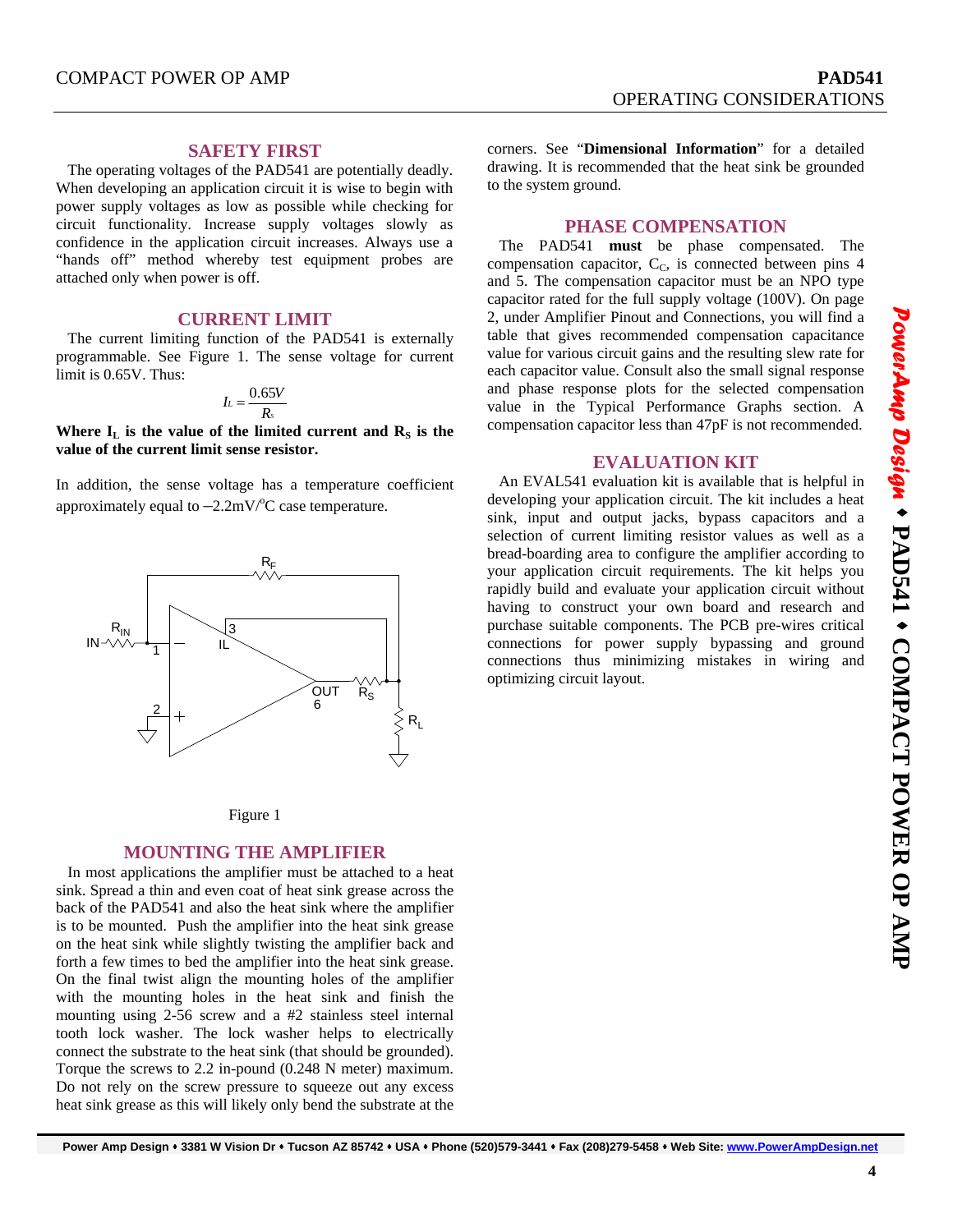## SAFETY FIRST

The operating voltages of the PAD541 are potentially deadly. When developing an application circuit it is wise to begin with power supply voltages as low as possible while checking for circuit functionality. Increase supply voltages slowly as confidence in the application circuit increases. Always use a "hands off" method whereby test equipment probes are attached only when power is off.

## CURRENT LIMIT

The current limiting function of the PAD541 is externally programmable. See Figure 1. The sense voltage for current limit is 0.65V. Thus:

$$I_L = \frac{0.65V}{R_s}$$

**Where $I_L$ is the value of the limited current and $R_S$ is the value of the current limit sense resistor.**

In addition, the sense voltage has a temperature coefficient approximately equal to −2.2mV/°C case temperature.

Figure 1

## MOUNTING THE AMPLIFIER

In most applications the amplifier must be attached to a heat sink. Spread a thin and even coat of heat sink grease across the back of the PAD541 and also the heat sink where the amplifier is to be mounted. Push the amplifier into the heat sink grease on the heat sink while slightly twisting the amplifier back and forth a few times to bed the amplifier into the heat sink grease. On the final twist align the mounting holes of the amplifier with the mounting holes in the heat sink and finish the mounting using 2-56 screw and a #2 stainless steel internal tooth lock washer. The lock washer helps to electrically connect the substrate to the heat sink (that should be grounded). Torque the screws to 2.2 in-pound (0.248 N meter) maximum. Do not rely on the screw pressure to squeeze out any excess heat sink grease as this will likely only bend the substrate at the corners. See "**Dimensional Information**" for a detailed drawing. It is recommended that the heat sink be grounded to the system ground.

## PHASE COMPENSATION

The PAD541 **must** be phase compensated. The compensation capacitor, $C_C$, is connected between pins 4 and 5. The compensation capacitor must be an NPO type capacitor rated for the full supply voltage (100V). On page 2, under Amplifier Pinout and Connections, you will find a table that gives recommended compensation capacitance value for various circuit gains and the resulting slew rate for each capacitor value. Consult also the small signal response and phase response plots for the selected compensation value in the Typical Performance Graphs section. A compensation capacitor less than 47pF is not recommended.

## EVALUATION KIT

An EVAL541 evaluation kit is available that is helpful in developing your application circuit. The kit includes a heat sink, input and output jacks, bypass capacitors and a selection of current limiting resistor values as well as a bread-boarding area to configure the amplifier according to your application circuit requirements. The kit helps you rapidly build and evaluate your application circuit without having to construct your own board and research and purchase suitable components. The PCB pre-wires critical connections for power supply bypassing and ground connections thus minimizing mistakes in wiring and optimizing circuit layout.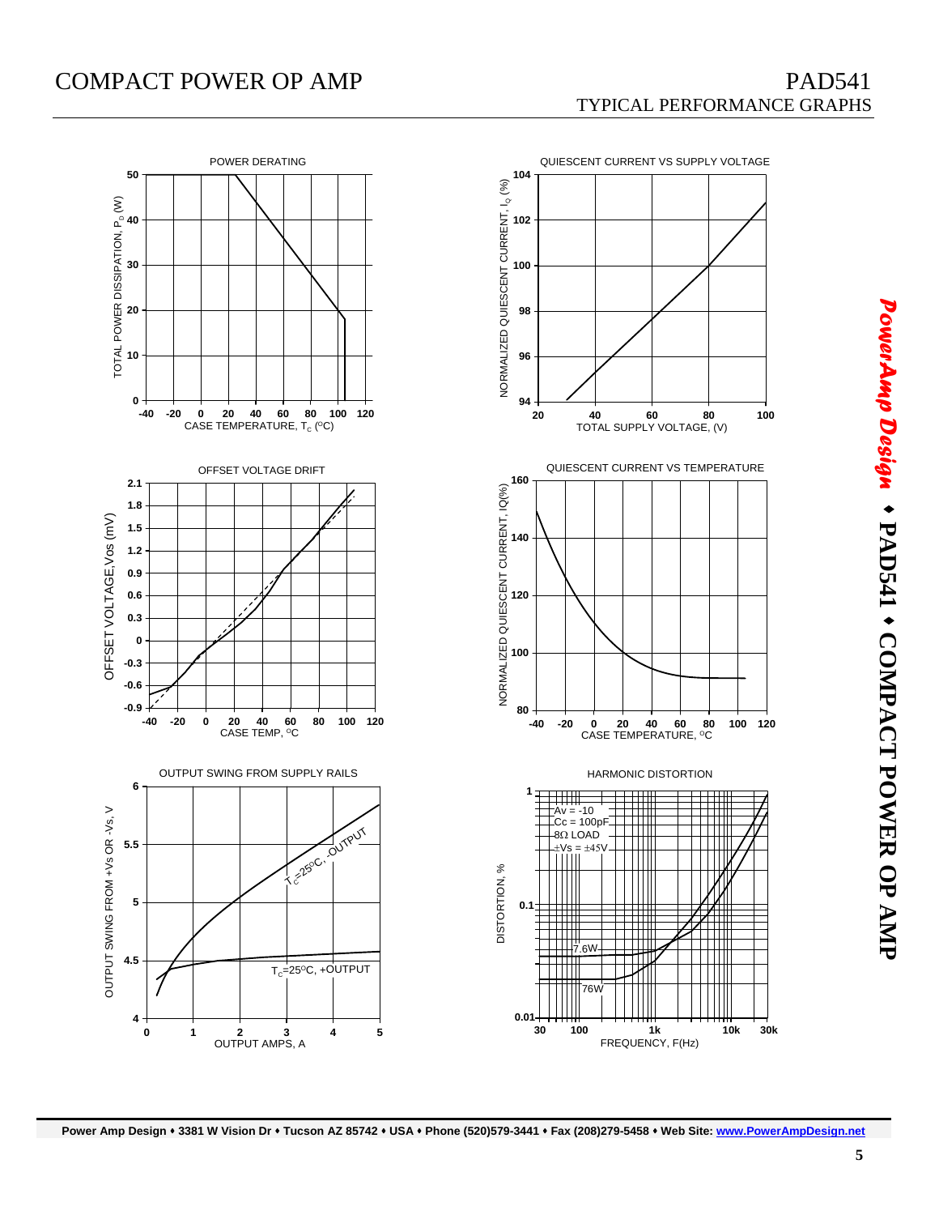# TYPICAL PERFORMANCE GRAPHS

POWER DERATING

TOTAL POWER DISSIPATION, $P_D$ (W)

CASE TEMPERATURE, $T_C$ (°C)

QUIESCENT CURRENT VS SUPPLY VOLTAGE

NORMALIZED QUIESCENT CURRENT, $I_Q$ (%)

TOTAL SUPPLY VOLTAGE, (V)

OFFSET VOLTAGE DRIFT

OFFSET VOLTAGE,Vos (mV)

CASE TEMP, °C

QUIESCENT CURRENT VS TEMPERATURE

NORMALIZED QUIESCENT CURRENT, IQ(%)

CASE TEMPERATURE, °C

OUTPUT SWING FROM SUPPLY RAILS

OUTPUT SWING FROM +Vs OR -Vs, V

OUTPUT AMPS, A

$T_C$=25°C, -OUTPUT

$T_C$=25°C, +OUTPUT

HARMONIC DISTORTION

Av = -10
Cc = 100pF
8Ω LOAD
±Vs = ±45V

7.6W

76W

DISTORTION, %

FREQUENCY, F(Hz)

Power Amp Design • 3381 W Vision Dr • Tucson AZ 85742 • USA • Phone (520)579-3441 • Fax (208)279-5458 • Web Site: www.PowerAmpDesign.net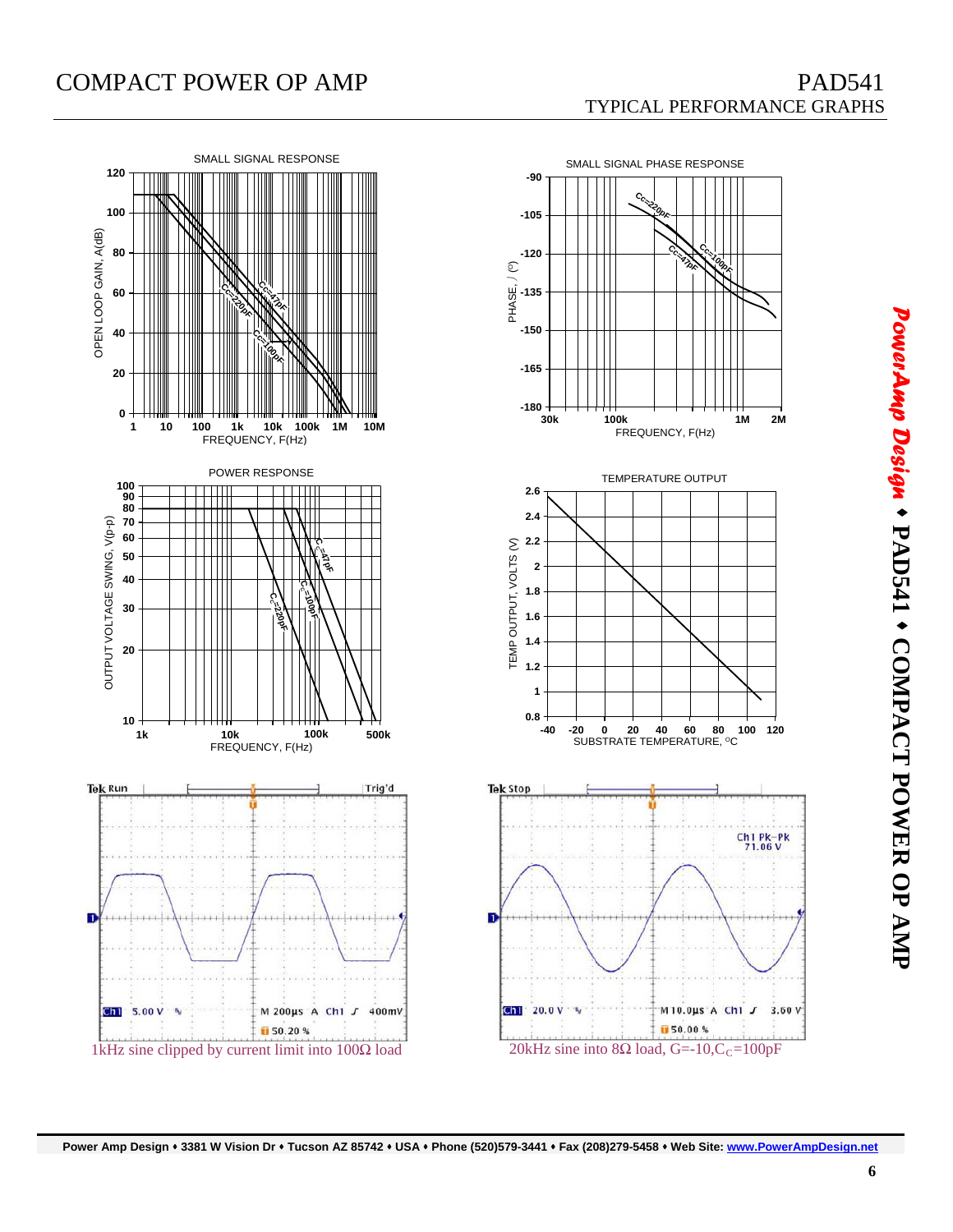# TYPICAL PERFORMANCE GRAPHS

SMALL SIGNAL RESPONSE

SMALL SIGNAL PHASE RESPONSE

POWER RESPONSE

TEMPERATURE OUTPUT

1kHz sine clipped by current limit into 100Ω load

20kHz sine into 8Ω load, G=-10,$C_C$=100pF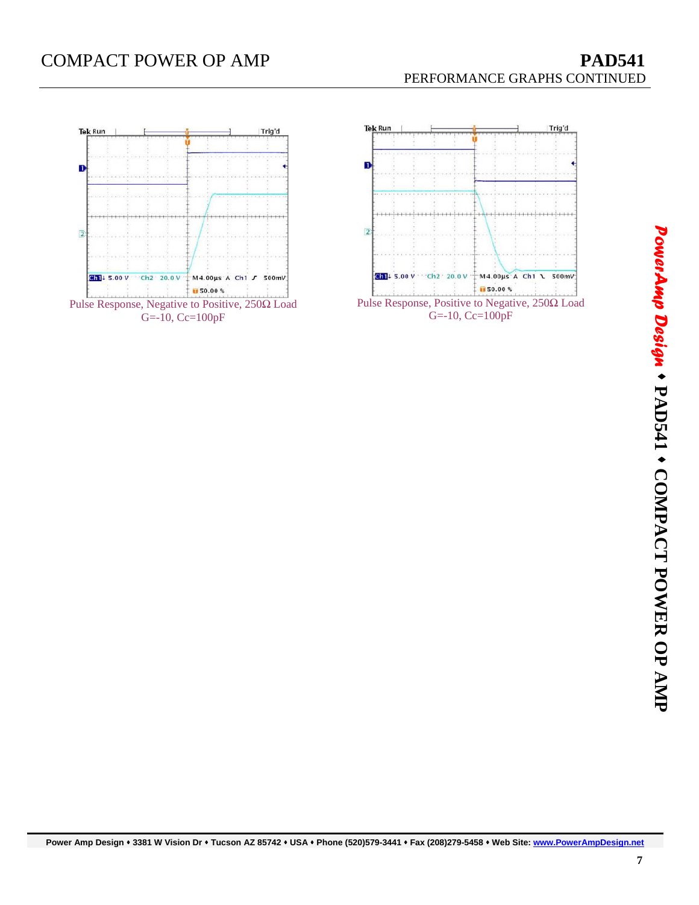Pulse Response, Negative to Positive, 250Ω Load
G=-10, Cc=100pF

Pulse Response, Positive to Negative, 250Ω Load
G=-10, Cc=100pF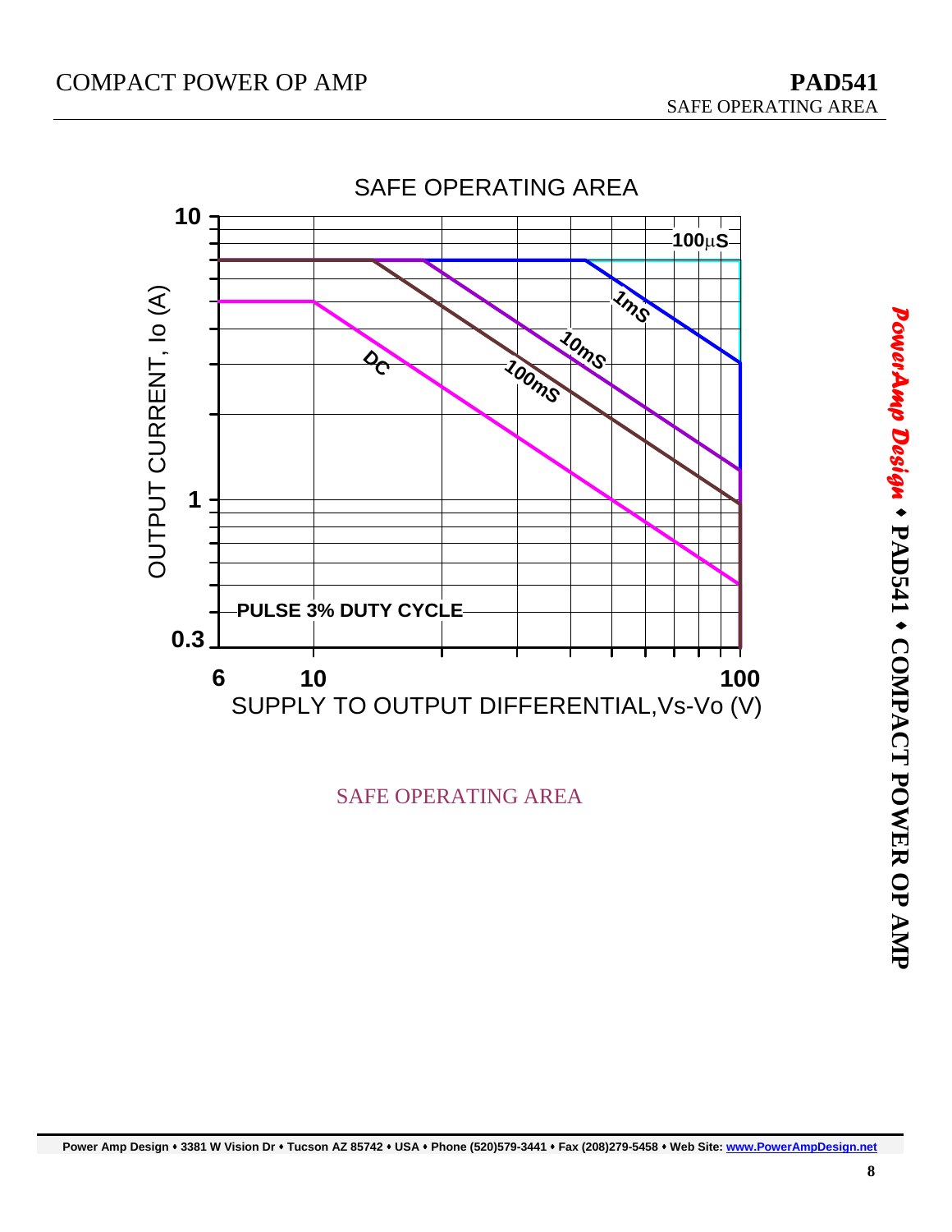SAFE OPERATING AREA

SAFE OPERATING AREA

OUTPUT CURRENT, Io (A)

10

1

0.3

100μS

1mS

10mS

100mS

DC

PULSE 3% DUTY CYCLE

6 10 100

SUPPLY TO OUTPUT DIFFERENTIAL,Vs-Vo (V)

SAFE OPERATING AREA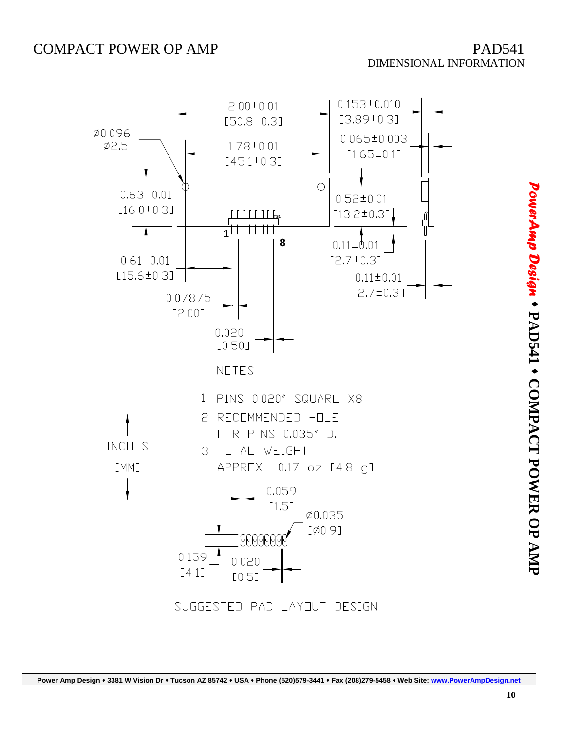# COMPACT POWER OP AMP

## PAD541
## DIMENSIONAL INFORMATION

2.00±0.01
[50.8±0.3]

0.153±0.010
[3.89±0.3]

Ø0.096
[Ø2.5]

1.78±0.01
[45.1±0.3]

0.065±0.003
[1.65±0.1]

0.63±0.01
[16.0±0.3]

0.52±0.01
[13.2±0.3]

1

8

0.11±0.01
[2.7±0.3]

0.61±0.01
[15.6±0.3]

0.11±0.01
[2.7±0.3]

0.07875
[2.00]

0.020
[0.50]

NOTES:

1. PINS 0.020" SQUARE X8
2. RECOMMENDED HOLE FOR PINS 0.035" D.
3. TOTAL WEIGHT APPROX 0.17 oz [4.8 g]

INCHES
[MM]

0.059
[1.5]

Ø0.035
[Ø0.9]

0.159
[4.1]

0.020
[0.5]

SUGGESTED PAD LAYOUT DESIGN